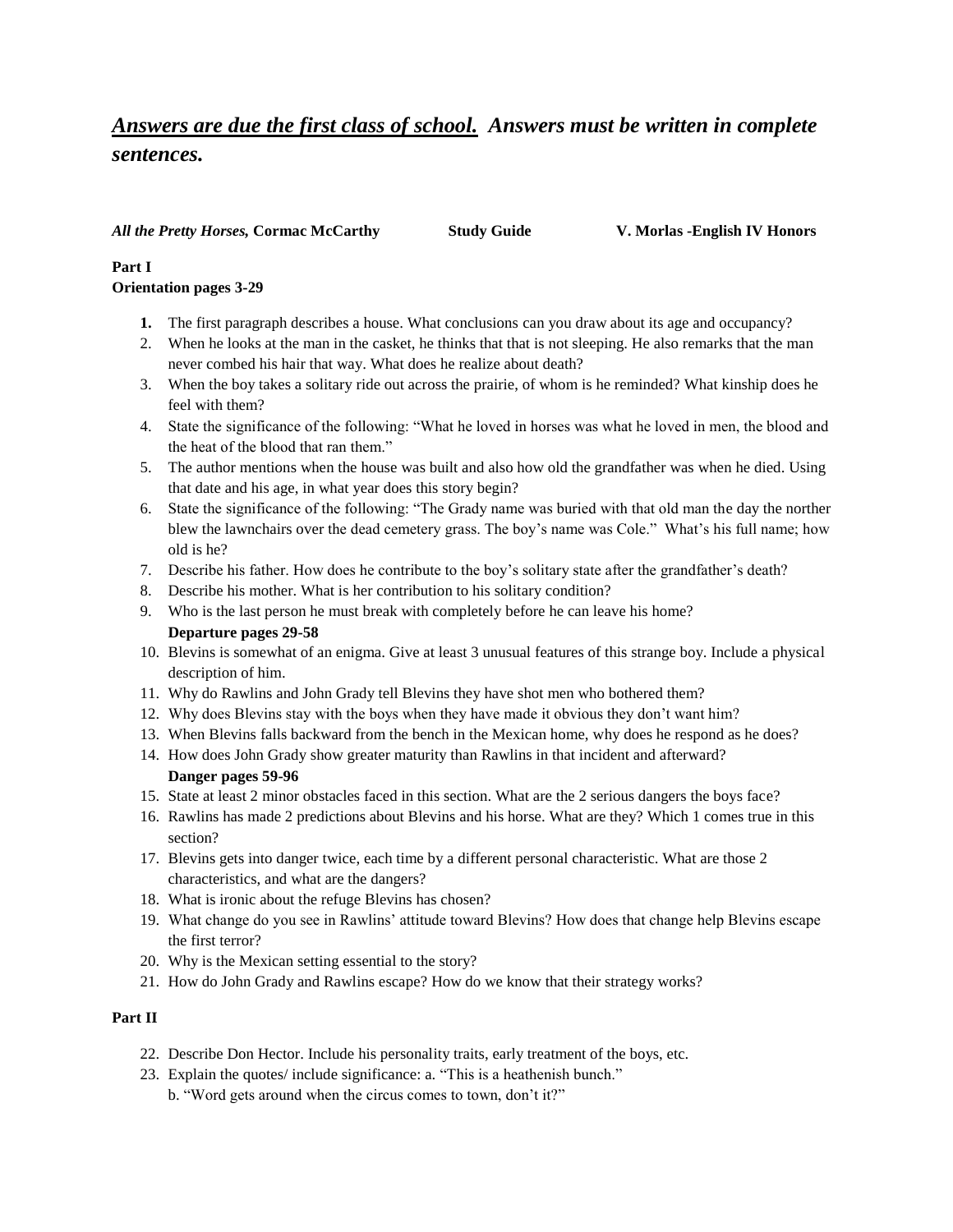***Answers are due the first class of school.** Answers must be written in complete sentences.*

***All the Pretty Horses,* Cormac McCarthy** **Study Guide** **V. Morlas -English IV Honors**

**Part I**
**Orientation pages 3-29**

1. The first paragraph describes a house. What conclusions can you draw about its age and occupancy?
2. When he looks at the man in the casket, he thinks that that is not sleeping. He also remarks that the man never combed his hair that way. What does he realize about death?
3. When the boy takes a solitary ride out across the prairie, of whom is he reminded? What kinship does he feel with them?
4. State the significance of the following: "What he loved in horses was what he loved in men, the blood and the heat of the blood that ran them."
5. The author mentions when the house was built and also how old the grandfather was when he died. Using that date and his age, in what year does this story begin?
6. State the significance of the following: "The Grady name was buried with that old man the day the norther blew the lawnchairs over the dead cemetery grass. The boy's name was Cole." What's his full name; how old is he?
7. Describe his father. How does he contribute to the boy's solitary state after the grandfather's death?
8. Describe his mother. What is her contribution to his solitary condition?
9. Who is the last person he must break with completely before he can leave his home?

**Departure pages 29-58**

10. Blevins is somewhat of an enigma. Give at least 3 unusual features of this strange boy. Include a physical description of him.
11. Why do Rawlins and John Grady tell Blevins they have shot men who bothered them?
12. Why does Blevins stay with the boys when they have made it obvious they don't want him?
13. When Blevins falls backward from the bench in the Mexican home, why does he respond as he does?
14. How does John Grady show greater maturity than Rawlins in that incident and afterward?

**Danger pages 59-96**

15. State at least 2 minor obstacles faced in this section. What are the 2 serious dangers the boys face?
16. Rawlins has made 2 predictions about Blevins and his horse. What are they? Which 1 comes true in this section?
17. Blevins gets into danger twice, each time by a different personal characteristic. What are those 2 characteristics, and what are the dangers?
18. What is ironic about the refuge Blevins has chosen?
19. What change do you see in Rawlins' attitude toward Blevins? How does that change help Blevins escape the first terror?
20. Why is the Mexican setting essential to the story?
21. How do John Grady and Rawlins escape? How do we know that their strategy works?

**Part II**

22. Describe Don Hector. Include his personality traits, early treatment of the boys, etc.
23. Explain the quotes/ include significance: a. "This is a heathenish bunch."
    b. "Word gets around when the circus comes to town, don't it?"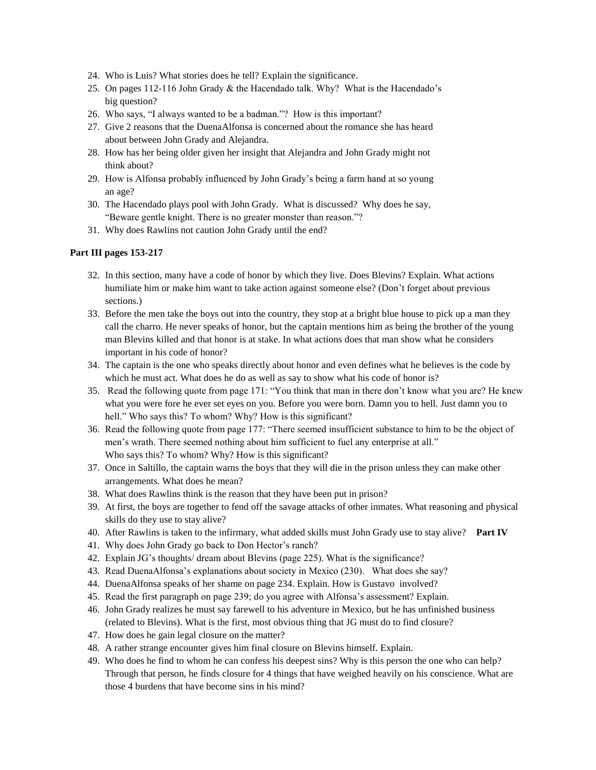24. Who is Luis? What stories does he tell? Explain the significance.
25. On pages 112-116 John Grady & the Hacendado talk. Why? What is the Hacendado's big question?
26. Who says, "I always wanted to be a badman."? How is this important?
27. Give 2 reasons that the DuenaAlfonsa is concerned about the romance she has heard about between John Grady and Alejandra.
28. How has her being older given her insight that Alejandra and John Grady might not think about?
29. How is Alfonsa probably influenced by John Grady's being a farm hand at so young an age?
30. The Hacendado plays pool with John Grady. What is discussed? Why does he say, "Beware gentle knight. There is no greater monster than reason."?
31. Why does Rawlins not caution John Grady until the end?

**Part III pages 153-217**

32. In this section, many have a code of honor by which they live. Does Blevins? Explain. What actions humiliate him or make him want to take action against someone else? (Don't forget about previous sections.)
33. Before the men take the boys out into the country, they stop at a bright blue house to pick up a man they call the charro. He never speaks of honor, but the captain mentions him as being the brother of the young man Blevins killed and that honor is at stake. In what actions does that man show what he considers important in his code of honor?
34. The captain is the one who speaks directly about honor and even defines what he believes is the code by which he must act. What does he do as well as say to show what his code of honor is?
35. Read the following quote from page 171: "You think that man in there don't know what you are? He knew what you were fore he ever set eyes on you. Before you were born. Damn you to hell. Just damn you to hell." Who says this? To whom? Why? How is this significant?
36. Read the following quote from page 177: "There seemed insufficient substance to him to be the object of men's wrath. There seemed nothing about him sufficient to fuel any enterprise at all." Who says this? To whom? Why? How is this significant?
37. Once in Saltillo, the captain warns the boys that they will die in the prison unless they can make other arrangements. What does he mean?
38. What does Rawlins think is the reason that they have been put in prison?
39. At first, the boys are together to fend off the savage attacks of other inmates. What reasoning and physical skills do they use to stay alive?
40. After Rawlins is taken to the infirmary, what added skills must John Grady use to stay alive? **Part IV**
41. Why does John Grady go back to Don Hector's ranch?
42. Explain JG's thoughts/ dream about Blevins (page 225). What is the significance?
43. Read DuenaAlfonsa's explanations about society in Mexico (230). What does she say?
44. DuenaAlfonsa speaks of her shame on page 234. Explain. How is Gustavo involved?
45. Read the first paragraph on page 239; do you agree with Alfonsa's assessment? Explain.
46. John Grady realizes he must say farewell to his adventure in Mexico, but he has unfinished business (related to Blevins). What is the first, most obvious thing that JG must do to find closure?
47. How does he gain legal closure on the matter?
48. A rather strange encounter gives him final closure on Blevins himself. Explain.
49. Who does he find to whom he can confess his deepest sins? Why is this person the one who can help? Through that person, he finds closure for 4 things that have weighed heavily on his conscience. What are those 4 burdens that have become sins in his mind?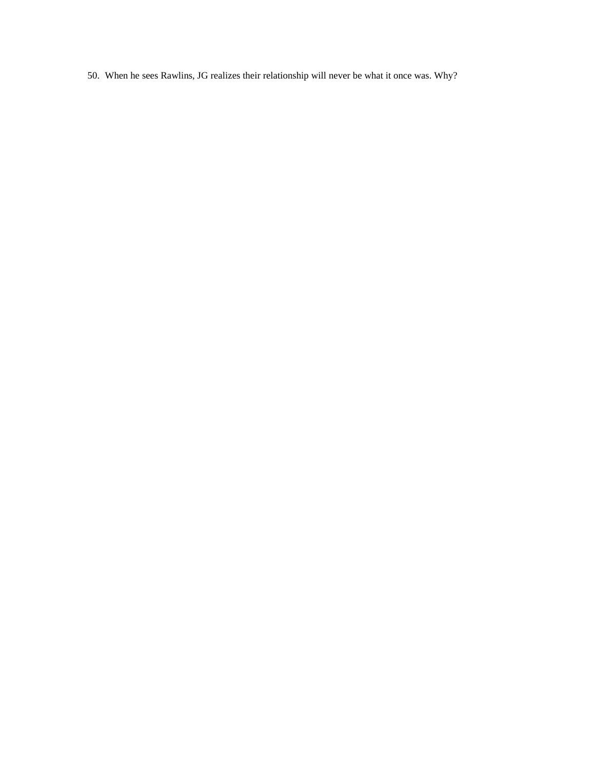50. When he sees Rawlins, JG realizes their relationship will never be what it once was. Why?